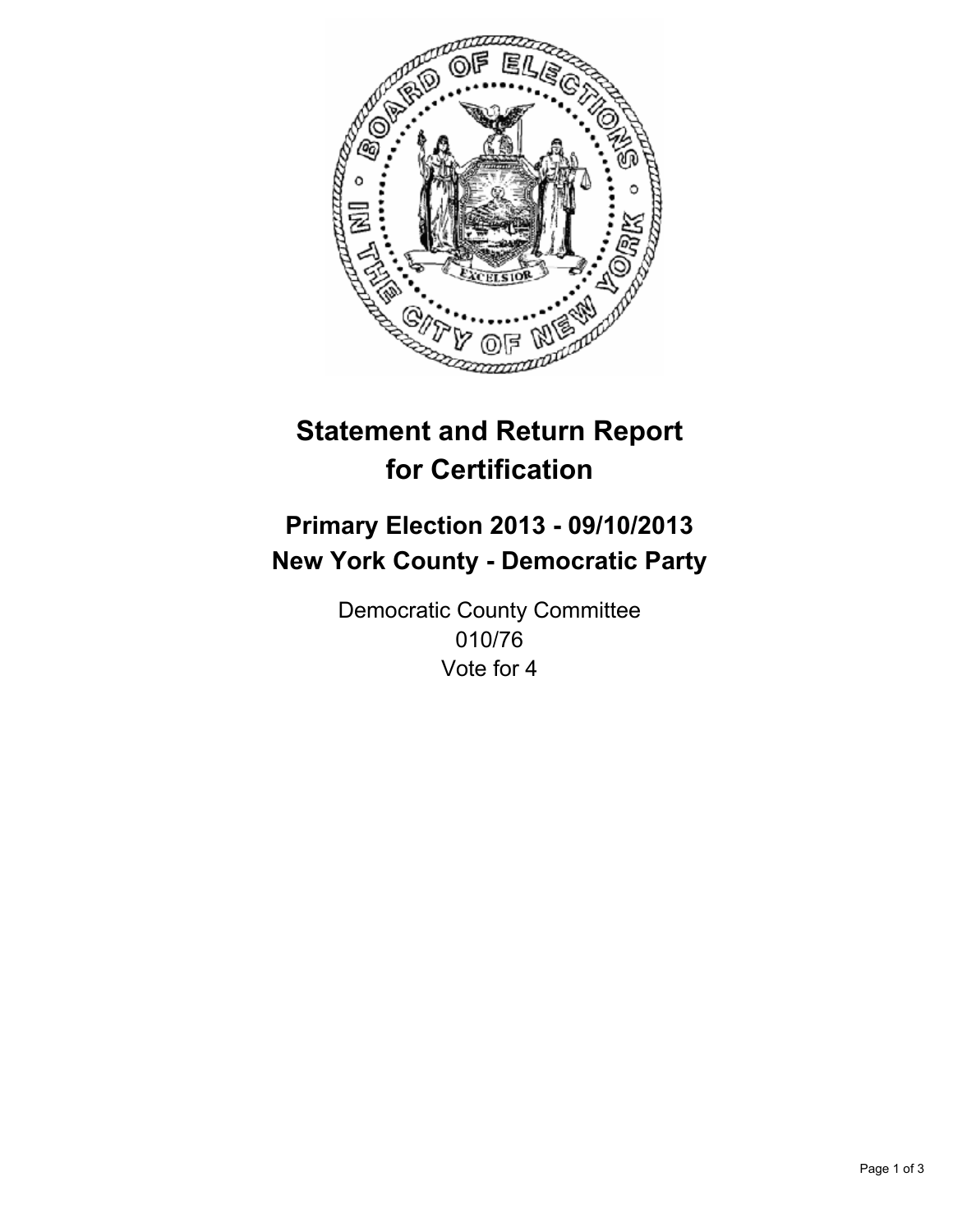# Statement and Return Report for Certification

## Primary Election 2013 - 09/10/2013
## New York County - Democratic Party

Democratic County Committee
010/76
Vote for 4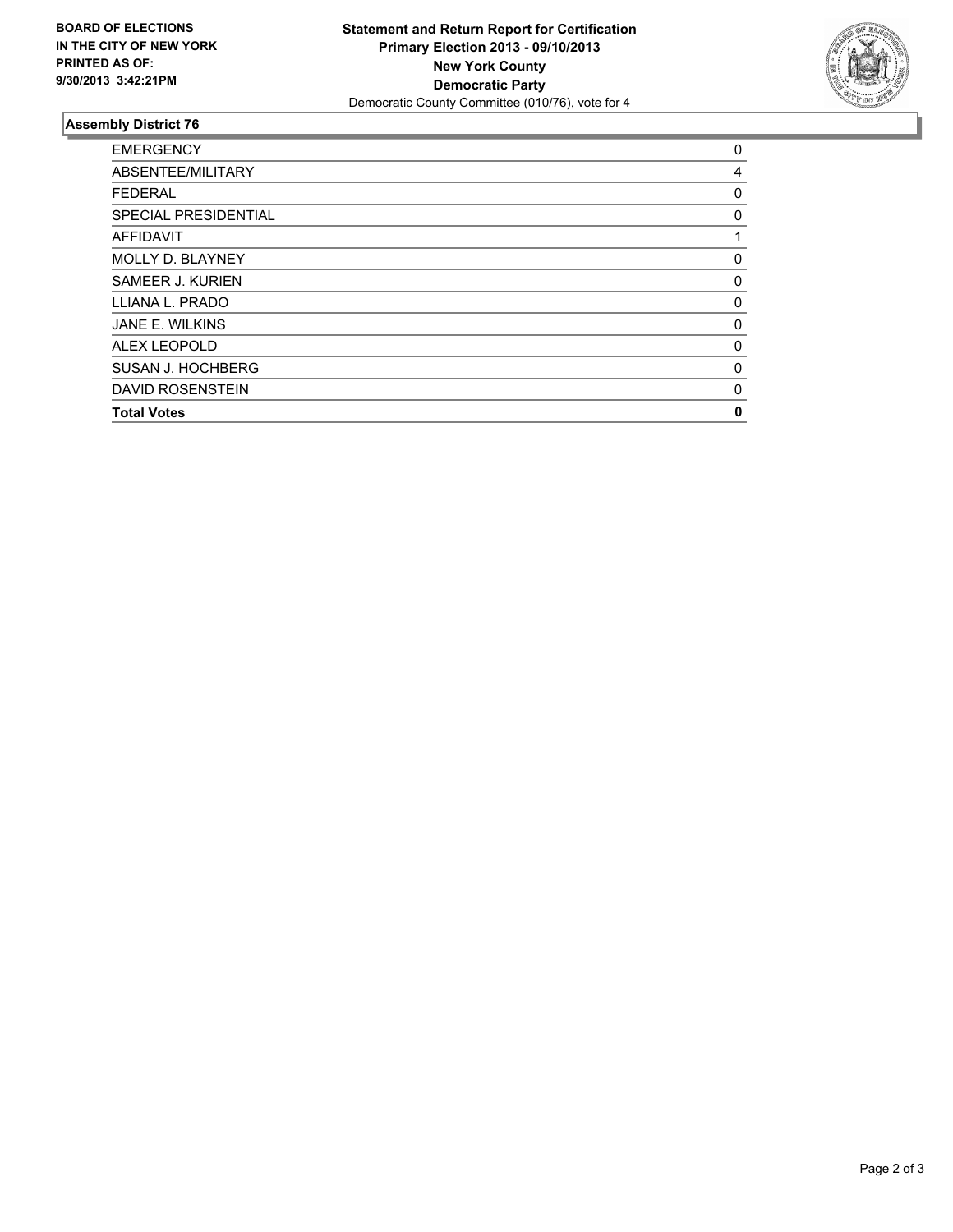**BOARD OF ELECTIONS**
**IN THE CITY OF NEW YORK**
**PRINTED AS OF:**
**9/30/2013 3:42:21PM**

**Statement and Return Report for Certification**
**Primary Election 2013 - 09/10/2013**
**New York County**
**Democratic Party**
Democratic County Committee (010/76), vote for 4

### Assembly District 76

| | |
|---|---|
| EMERGENCY | 0 |
| ABSENTEE/MILITARY | 4 |
| FEDERAL | 0 |
| SPECIAL PRESIDENTIAL | 0 |
| AFFIDAVIT | 1 |
| MOLLY D. BLAYNEY | 0 |
| SAMEER J. KURIEN | 0 |
| LLIANA L. PRADO | 0 |
| JANE E. WILKINS | 0 |
| ALEX LEOPOLD | 0 |
| SUSAN J. HOCHBERG | 0 |
| DAVID ROSENSTEIN | 0 |
| **Total Votes** | **0** |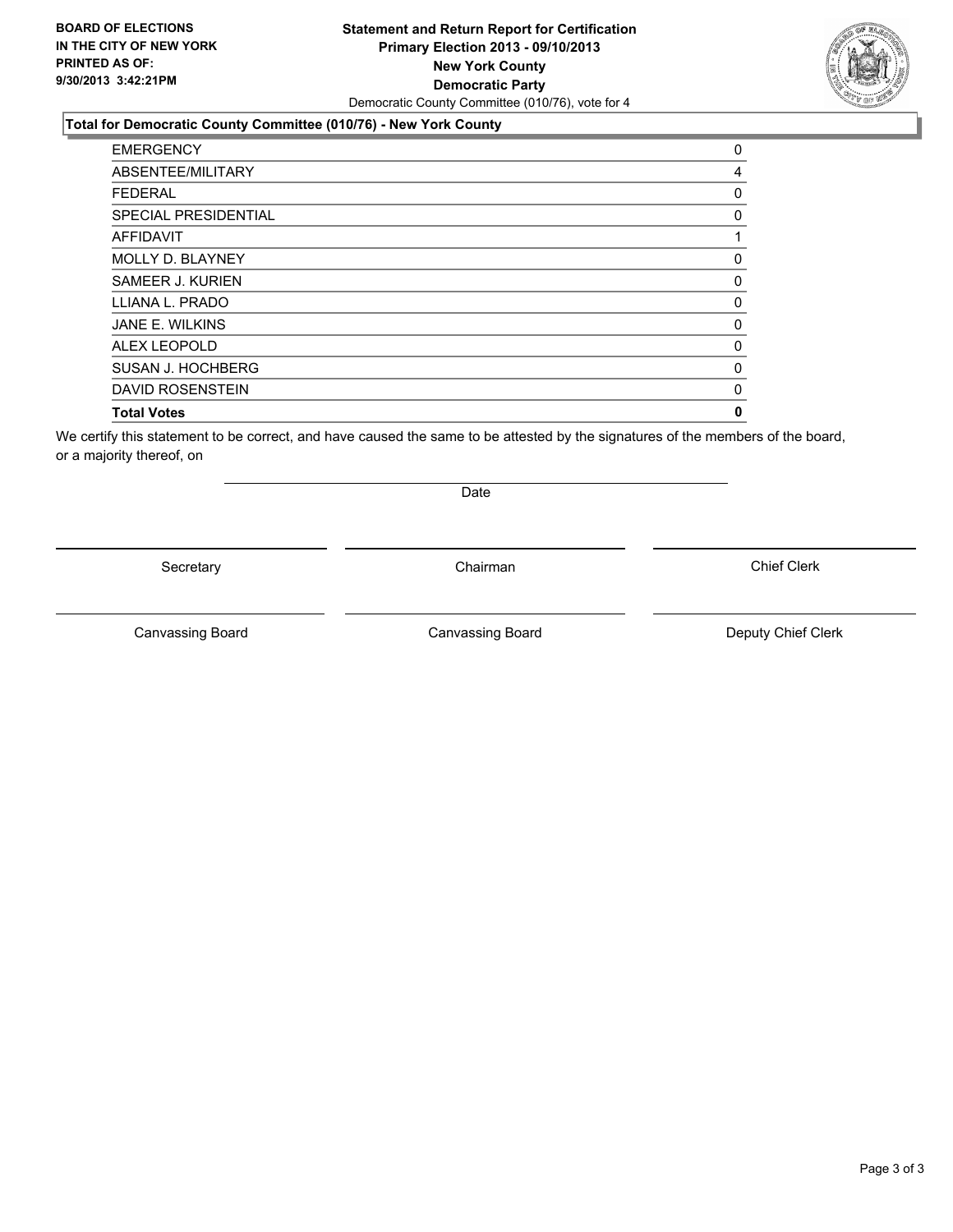**BOARD OF ELECTIONS IN THE CITY OF NEW YORK PRINTED AS OF: 9/30/2013 3:42:21PM**

**Statement and Return Report for Certification**
**Primary Election 2013 - 09/10/2013**
**New York County**
**Democratic Party**
Democratic County Committee (010/76), vote for 4

**Total for Democratic County Committee (010/76) - New York County**

| | |
|---|---|
| EMERGENCY | 0 |
| ABSENTEE/MILITARY | 4 |
| FEDERAL | 0 |
| SPECIAL PRESIDENTIAL | 0 |
| AFFIDAVIT | 1 |
| MOLLY D. BLAYNEY | 0 |
| SAMEER J. KURIEN | 0 |
| LLIANA L. PRADO | 0 |
| JANE E. WILKINS | 0 |
| ALEX LEOPOLD | 0 |
| SUSAN J. HOCHBERG | 0 |
| DAVID ROSENSTEIN | 0 |
| **Total Votes** | **0** |

We certify this statement to be correct, and have caused the same to be attested by the signatures of the members of the board, or a majority thereof, on

Date

Secretary

Chairman

Chief Clerk

Canvassing Board

Canvassing Board

Deputy Chief Clerk